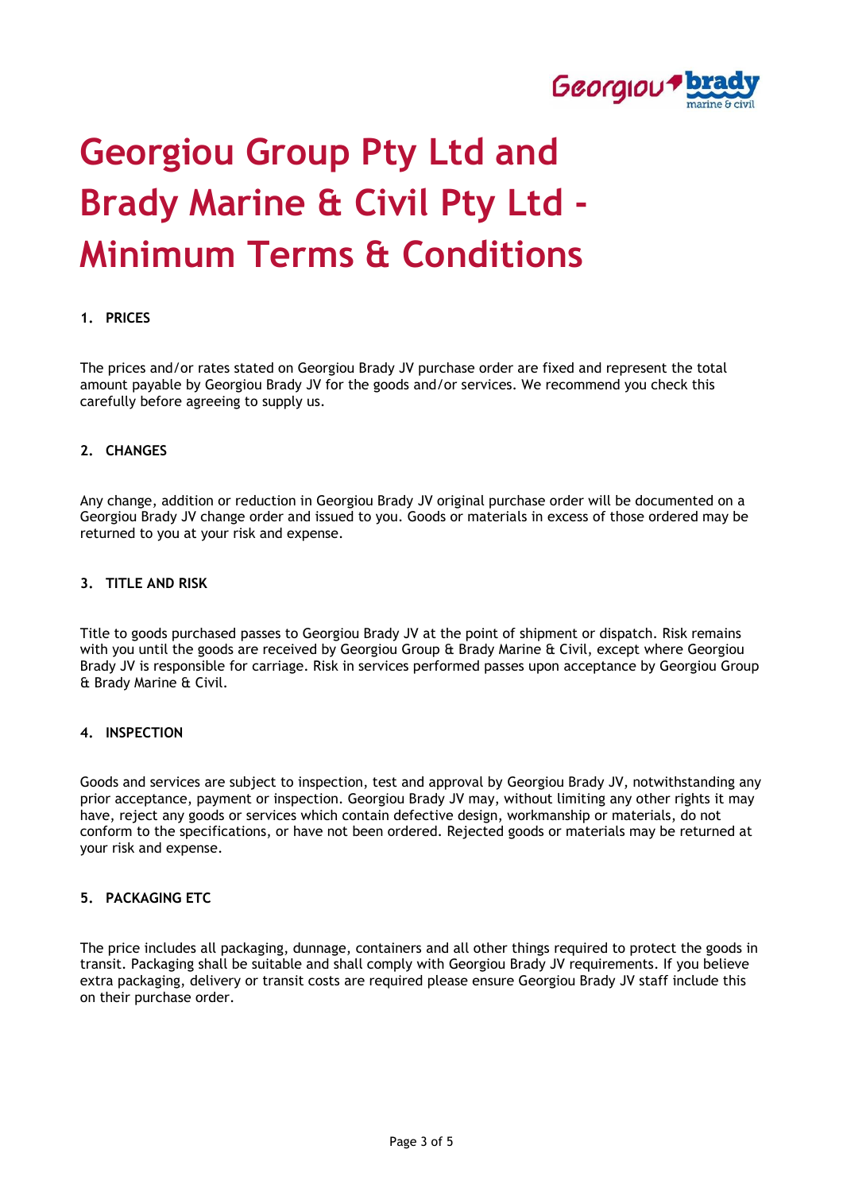# Georgiou Group Pty Ltd and Brady Marine & Civil Pty Ltd - Minimum Terms & Conditions

## 1. PRICES

The prices and/or rates stated on Georgiou Brady JV purchase order are fixed and represent the total amount payable by Georgiou Brady JV for the goods and/or services. We recommend you check this carefully before agreeing to supply us.

## 2. CHANGES

Any change, addition or reduction in Georgiou Brady JV original purchase order will be documented on a Georgiou Brady JV change order and issued to you. Goods or materials in excess of those ordered may be returned to you at your risk and expense.

## 3. TITLE AND RISK

Title to goods purchased passes to Georgiou Brady JV at the point of shipment or dispatch. Risk remains with you until the goods are received by Georgiou Group & Brady Marine & Civil, except where Georgiou Brady JV is responsible for carriage. Risk in services performed passes upon acceptance by Georgiou Group & Brady Marine & Civil.

## 4. INSPECTION

Goods and services are subject to inspection, test and approval by Georgiou Brady JV, notwithstanding any prior acceptance, payment or inspection. Georgiou Brady JV may, without limiting any other rights it may have, reject any goods or services which contain defective design, workmanship or materials, do not conform to the specifications, or have not been ordered. Rejected goods or materials may be returned at your risk and expense.

## 5. PACKAGING ETC

The price includes all packaging, dunnage, containers and all other things required to protect the goods in transit. Packaging shall be suitable and shall comply with Georgiou Brady JV requirements. If you believe extra packaging, delivery or transit costs are required please ensure Georgiou Brady JV staff include this on their purchase order.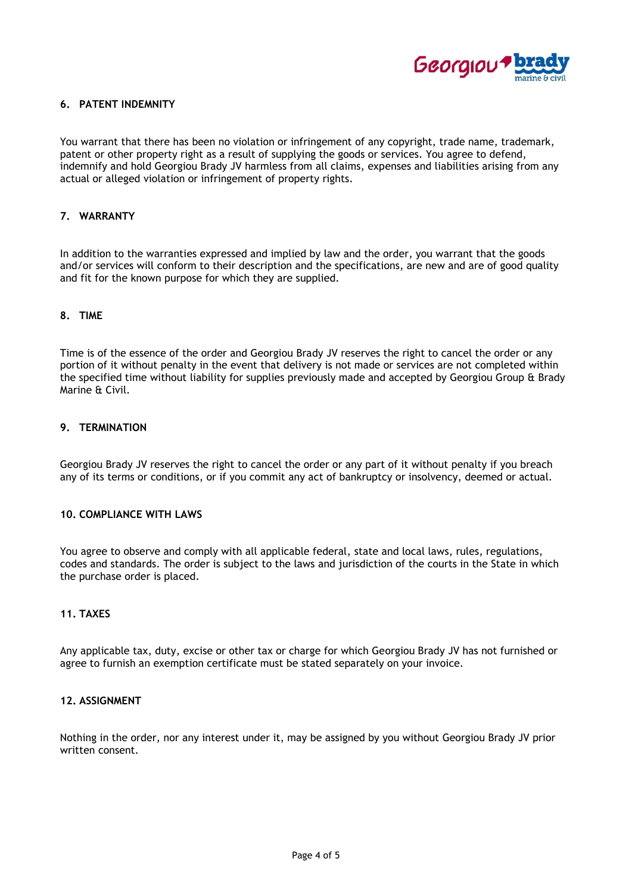## 6. PATENT INDEMNITY

You warrant that there has been no violation or infringement of any copyright, trade name, trademark, patent or other property right as a result of supplying the goods or services. You agree to defend, indemnify and hold Georgiou Brady JV harmless from all claims, expenses and liabilities arising from any actual or alleged violation or infringement of property rights.

## 7. WARRANTY

In addition to the warranties expressed and implied by law and the order, you warrant that the goods and/or services will conform to their description and the specifications, are new and are of good quality and fit for the known purpose for which they are supplied.

## 8. TIME

Time is of the essence of the order and Georgiou Brady JV reserves the right to cancel the order or any portion of it without penalty in the event that delivery is not made or services are not completed within the specified time without liability for supplies previously made and accepted by Georgiou Group & Brady Marine & Civil.

## 9. TERMINATION

Georgiou Brady JV reserves the right to cancel the order or any part of it without penalty if you breach any of its terms or conditions, or if you commit any act of bankruptcy or insolvency, deemed or actual.

## 10. COMPLIANCE WITH LAWS

You agree to observe and comply with all applicable federal, state and local laws, rules, regulations, codes and standards. The order is subject to the laws and jurisdiction of the courts in the State in which the purchase order is placed.

## 11. TAXES

Any applicable tax, duty, excise or other tax or charge for which Georgiou Brady JV has not furnished or agree to furnish an exemption certificate must be stated separately on your invoice.

## 12. ASSIGNMENT

Nothing in the order, nor any interest under it, may be assigned by you without Georgiou Brady JV prior written consent.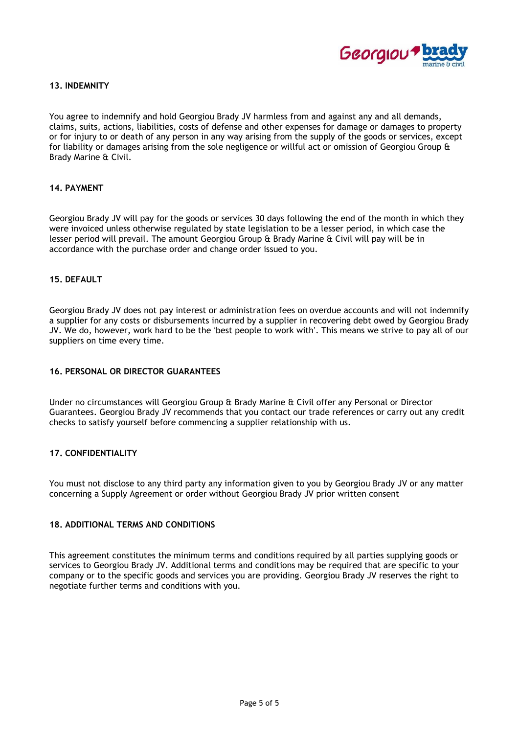### 13. INDEMNITY

You agree to indemnify and hold Georgiou Brady JV harmless from and against any and all demands, claims, suits, actions, liabilities, costs of defense and other expenses for damage or damages to property or for injury to or death of any person in any way arising from the supply of the goods or services, except for liability or damages arising from the sole negligence or willful act or omission of Georgiou Group & Brady Marine & Civil.

### 14. PAYMENT

Georgiou Brady JV will pay for the goods or services 30 days following the end of the month in which they were invoiced unless otherwise regulated by state legislation to be a lesser period, in which case the lesser period will prevail. The amount Georgiou Group & Brady Marine & Civil will pay will be in accordance with the purchase order and change order issued to you.

### 15. DEFAULT

Georgiou Brady JV does not pay interest or administration fees on overdue accounts and will not indemnify a supplier for any costs or disbursements incurred by a supplier in recovering debt owed by Georgiou Brady JV. We do, however, work hard to be the 'best people to work with'. This means we strive to pay all of our suppliers on time every time.

### 16. PERSONAL OR DIRECTOR GUARANTEES

Under no circumstances will Georgiou Group & Brady Marine & Civil offer any Personal or Director Guarantees. Georgiou Brady JV recommends that you contact our trade references or carry out any credit checks to satisfy yourself before commencing a supplier relationship with us.

### 17. CONFIDENTIALITY

You must not disclose to any third party any information given to you by Georgiou Brady JV or any matter concerning a Supply Agreement or order without Georgiou Brady JV prior written consent

### 18. ADDITIONAL TERMS AND CONDITIONS

This agreement constitutes the minimum terms and conditions required by all parties supplying goods or services to Georgiou Brady JV. Additional terms and conditions may be required that are specific to your company or to the specific goods and services you are providing. Georgiou Brady JV reserves the right to negotiate further terms and conditions with you.